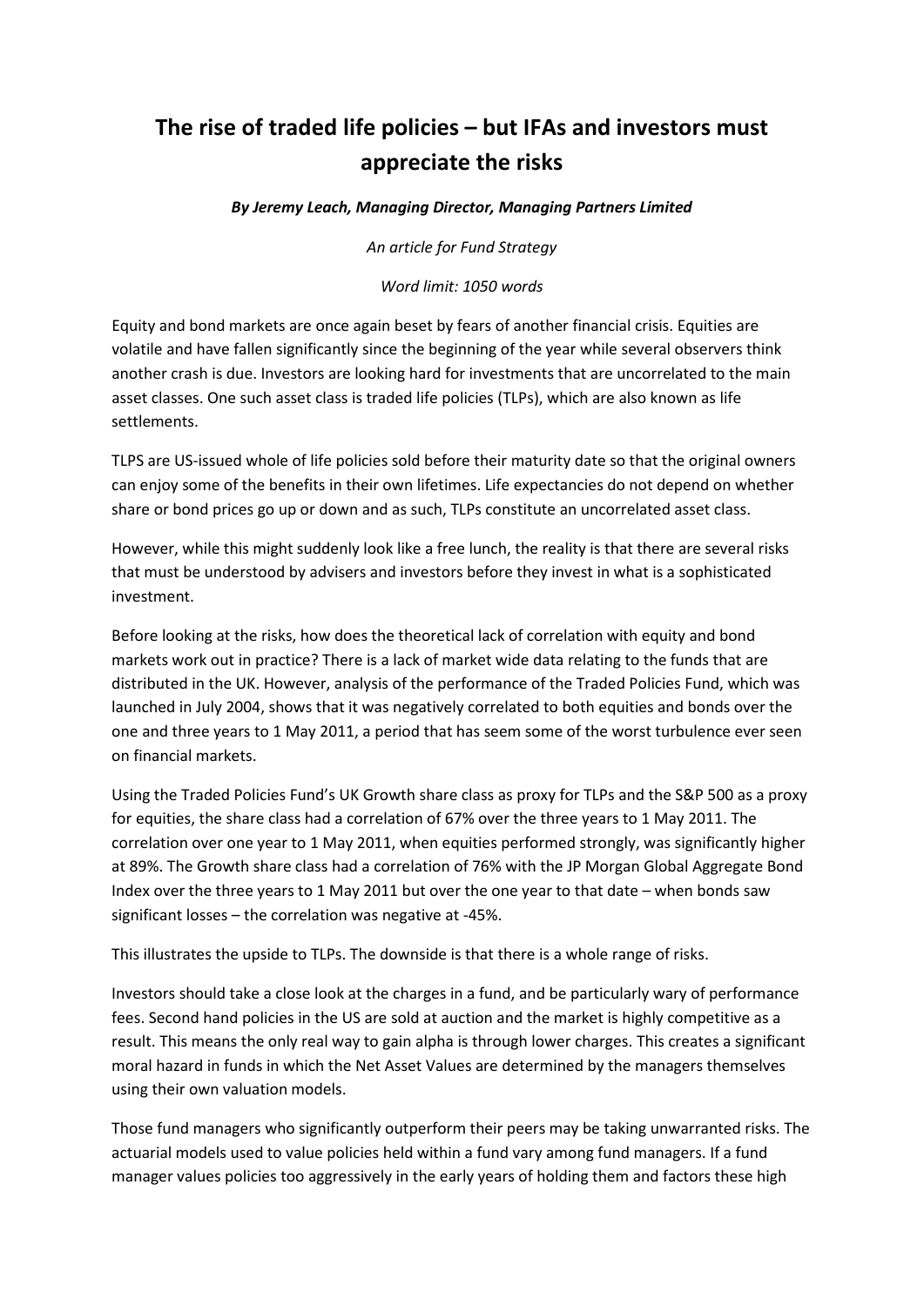# The rise of traded life policies – but IFAs and investors must appreciate the risks

***By Jeremy Leach, Managing Director, Managing Partners Limited***

*An article for Fund Strategy*

*Word limit: 1050 words*

Equity and bond markets are once again beset by fears of another financial crisis. Equities are volatile and have fallen significantly since the beginning of the year while several observers think another crash is due. Investors are looking hard for investments that are uncorrelated to the main asset classes. One such asset class is traded life policies (TLPs), which are also known as life settlements.

TLPS are US-issued whole of life policies sold before their maturity date so that the original owners can enjoy some of the benefits in their own lifetimes. Life expectancies do not depend on whether share or bond prices go up or down and as such, TLPs constitute an uncorrelated asset class.

However, while this might suddenly look like a free lunch, the reality is that there are several risks that must be understood by advisers and investors before they invest in what is a sophisticated investment.

Before looking at the risks, how does the theoretical lack of correlation with equity and bond markets work out in practice? There is a lack of market wide data relating to the funds that are distributed in the UK. However, analysis of the performance of the Traded Policies Fund, which was launched in July 2004, shows that it was negatively correlated to both equities and bonds over the one and three years to 1 May 2011, a period that has seem some of the worst turbulence ever seen on financial markets.

Using the Traded Policies Fund's UK Growth share class as proxy for TLPs and the S&P 500 as a proxy for equities, the share class had a correlation of 67% over the three years to 1 May 2011. The correlation over one year to 1 May 2011, when equities performed strongly, was significantly higher at 89%. The Growth share class had a correlation of 76% with the JP Morgan Global Aggregate Bond Index over the three years to 1 May 2011 but over the one year to that date – when bonds saw significant losses – the correlation was negative at -45%.

This illustrates the upside to TLPs. The downside is that there is a whole range of risks.

Investors should take a close look at the charges in a fund, and be particularly wary of performance fees. Second hand policies in the US are sold at auction and the market is highly competitive as a result. This means the only real way to gain alpha is through lower charges. This creates a significant moral hazard in funds in which the Net Asset Values are determined by the managers themselves using their own valuation models.

Those fund managers who significantly outperform their peers may be taking unwarranted risks. The actuarial models used to value policies held within a fund vary among fund managers. If a fund manager values policies too aggressively in the early years of holding them and factors these high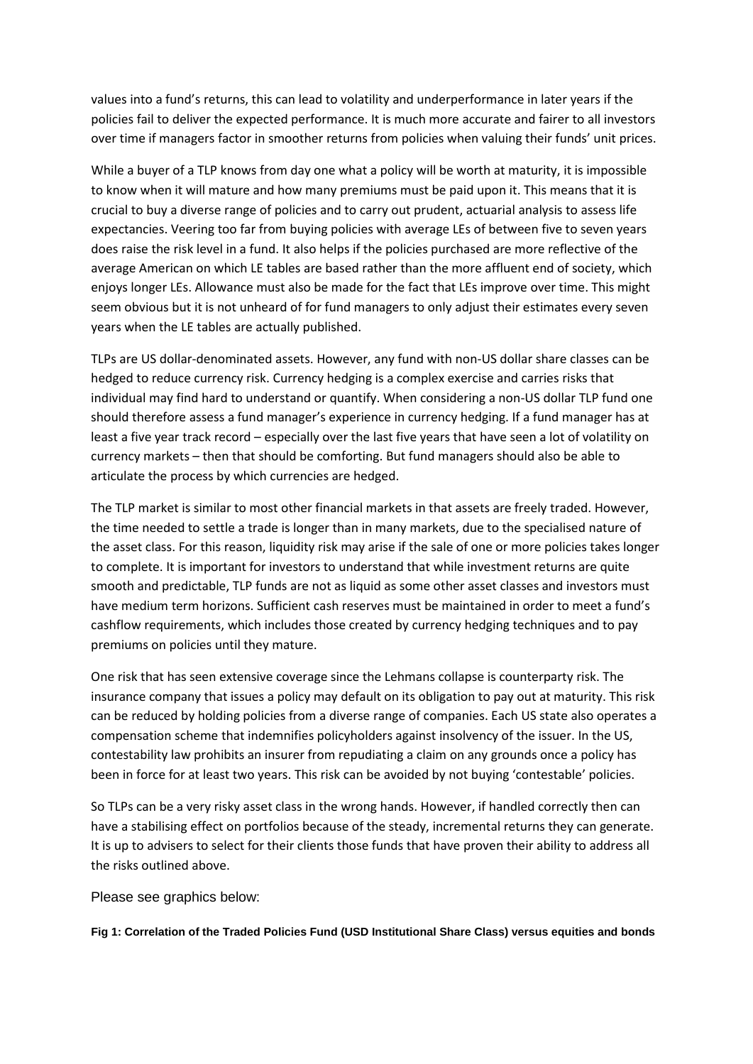values into a fund's returns, this can lead to volatility and underperformance in later years if the policies fail to deliver the expected performance. It is much more accurate and fairer to all investors over time if managers factor in smoother returns from policies when valuing their funds' unit prices.

While a buyer of a TLP knows from day one what a policy will be worth at maturity, it is impossible to know when it will mature and how many premiums must be paid upon it. This means that it is crucial to buy a diverse range of policies and to carry out prudent, actuarial analysis to assess life expectancies. Veering too far from buying policies with average LEs of between five to seven years does raise the risk level in a fund. It also helps if the policies purchased are more reflective of the average American on which LE tables are based rather than the more affluent end of society, which enjoys longer LEs. Allowance must also be made for the fact that LEs improve over time. This might seem obvious but it is not unheard of for fund managers to only adjust their estimates every seven years when the LE tables are actually published.

TLPs are US dollar-denominated assets. However, any fund with non-US dollar share classes can be hedged to reduce currency risk. Currency hedging is a complex exercise and carries risks that individual may find hard to understand or quantify. When considering a non-US dollar TLP fund one should therefore assess a fund manager's experience in currency hedging. If a fund manager has at least a five year track record – especially over the last five years that have seen a lot of volatility on currency markets – then that should be comforting. But fund managers should also be able to articulate the process by which currencies are hedged.

The TLP market is similar to most other financial markets in that assets are freely traded. However, the time needed to settle a trade is longer than in many markets, due to the specialised nature of the asset class. For this reason, liquidity risk may arise if the sale of one or more policies takes longer to complete. It is important for investors to understand that while investment returns are quite smooth and predictable, TLP funds are not as liquid as some other asset classes and investors must have medium term horizons. Sufficient cash reserves must be maintained in order to meet a fund's cashflow requirements, which includes those created by currency hedging techniques and to pay premiums on policies until they mature.

One risk that has seen extensive coverage since the Lehmans collapse is counterparty risk. The insurance company that issues a policy may default on its obligation to pay out at maturity. This risk can be reduced by holding policies from a diverse range of companies. Each US state also operates a compensation scheme that indemnifies policyholders against insolvency of the issuer. In the US, contestability law prohibits an insurer from repudiating a claim on any grounds once a policy has been in force for at least two years. This risk can be avoided by not buying 'contestable' policies.

So TLPs can be a very risky asset class in the wrong hands. However, if handled correctly then can have a stabilising effect on portfolios because of the steady, incremental returns they can generate. It is up to advisers to select for their clients those funds that have proven their ability to address all the risks outlined above.

Please see graphics below:

**Fig 1: Correlation of the Traded Policies Fund (USD Institutional Share Class) versus equities and bonds**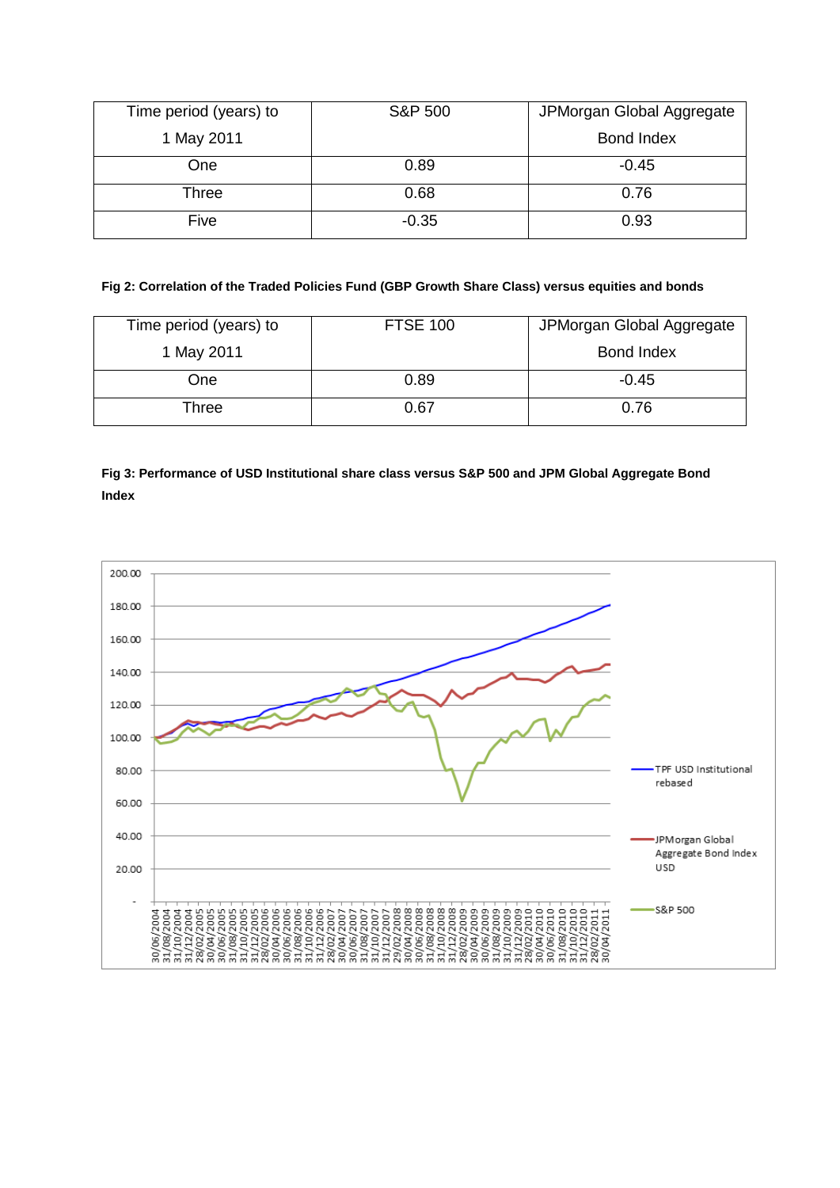| Time period (years) to 1 May 2011 | S&P 500 | JPMorgan Global Aggregate Bond Index |
|---|---|---|
| One | 0.89 | -0.45 |
| Three | 0.68 | 0.76 |
| Five | -0.35 | 0.93 |

**Fig 2: Correlation of the Traded Policies Fund (GBP Growth Share Class) versus equities and bonds**

| Time period (years) to 1 May 2011 | FTSE 100 | JPMorgan Global Aggregate Bond Index |
|---|---|---|
| One | 0.89 | -0.45 |
| Three | 0.67 | 0.76 |

**Fig 3: Performance of USD Institutional share class versus S&P 500 and JPM Global Aggregate Bond Index**

200.00
180.00
160.00
140.00
120.00
100.00
80.00
60.00
40.00
20.00
-

30/06/2004
31/08/2004
31/10/2004
31/12/2004
28/02/2005
30/04/2005
30/06/2005
31/08/2005
31/10/2005
31/12/2005
28/02/2006
30/04/2006
30/06/2006
31/08/2006
31/10/2006
31/12/2006
28/02/2007
30/04/2007
30/06/2007
31/08/2007
31/10/2007
31/12/2007
29/02/2008
30/04/2008
30/06/2008
31/08/2008
31/10/2008
31/12/2008
28/02/2009
30/04/2009
30/06/2009
31/08/2009
31/10/2009
31/12/2009
28/02/2010
30/04/2010
30/06/2010
31/08/2010
31/10/2010
31/12/2010
28/02/2011
30/04/2011

TPF USD Institutional rebased

JPMorgan Global Aggregate Bond Index USD

S&P 500